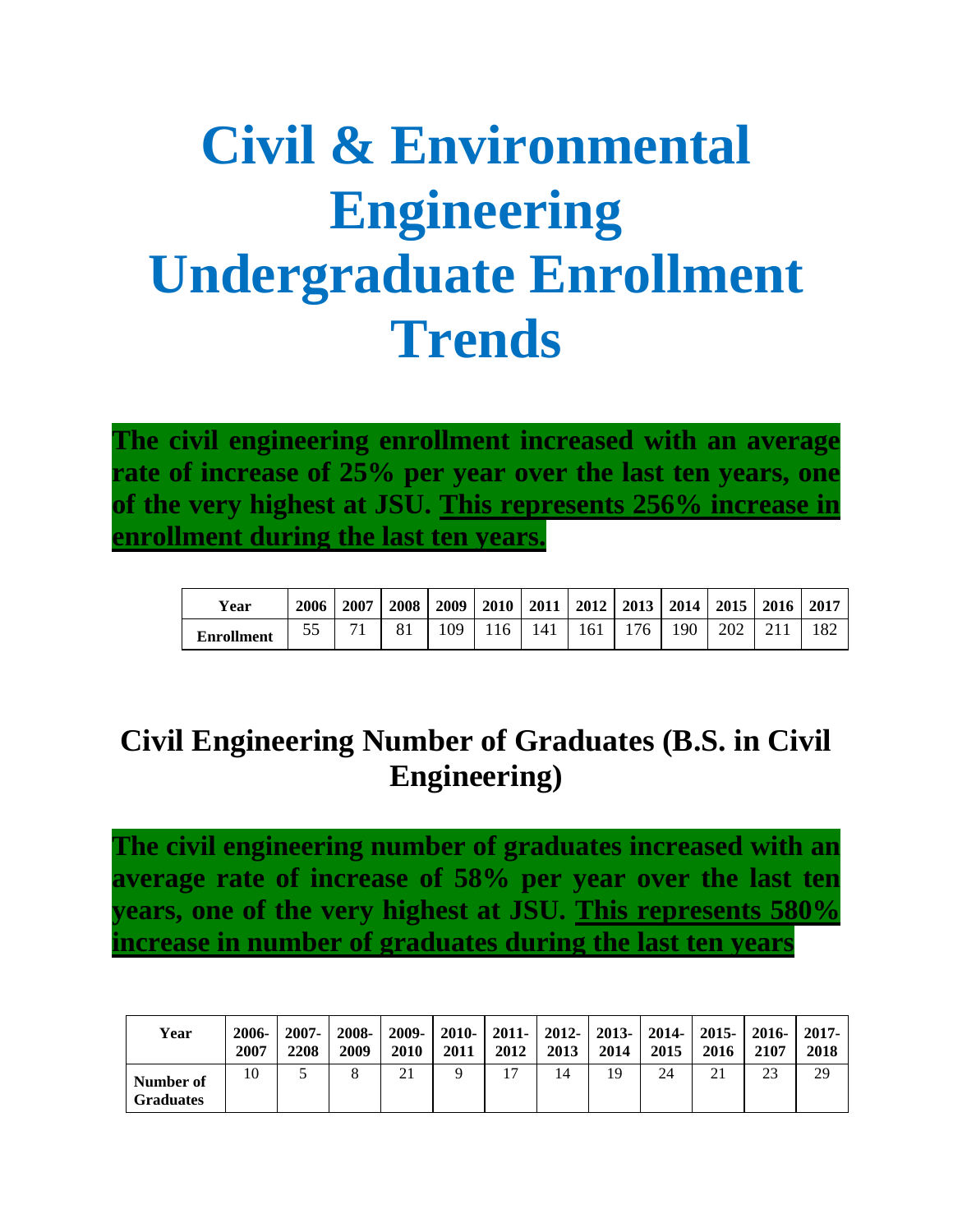# Civil & Environmental Engineering Undergraduate Enrollment Trends

**The civil engineering enrollment increased with an average rate of increase of 25% per year over the last ten years, one of the very highest at JSU. <u>This represents 256% increase in enrollment during the last ten years.</u>**

| Year | 2006 | 2007 | 2008 | 2009 | 2010 | 2011 | 2012 | 2013 | 2014 | 2015 | 2016 | 2017 |
|---|---|---|---|---|---|---|---|---|---|---|---|---|
| Enrollment | 55 | 71 | 81 | 109 | 116 | 141 | 161 | 176 | 190 | 202 | 211 | 182 |

## Civil Engineering Number of Graduates (B.S. in Civil Engineering)

**The civil engineering number of graduates increased with an average rate of increase of 58% per year over the last ten years, one of the very highest at JSU. <u>This represents 580% increase in number of graduates during the last ten years</u>**

| Year | 2006-2007 | 2007-2208 | 2008-2009 | 2009-2010 | 2010-2011 | 2011-2012 | 2012-2013 | 2013-2014 | 2014-2015 | 2015-2016 | 2016-2107 | 2017-2018 |
|---|---|---|---|---|---|---|---|---|---|---|---|---|
| Number of Graduates | 10 | 5 | 8 | 21 | 9 | 17 | 14 | 19 | 24 | 21 | 23 | 29 |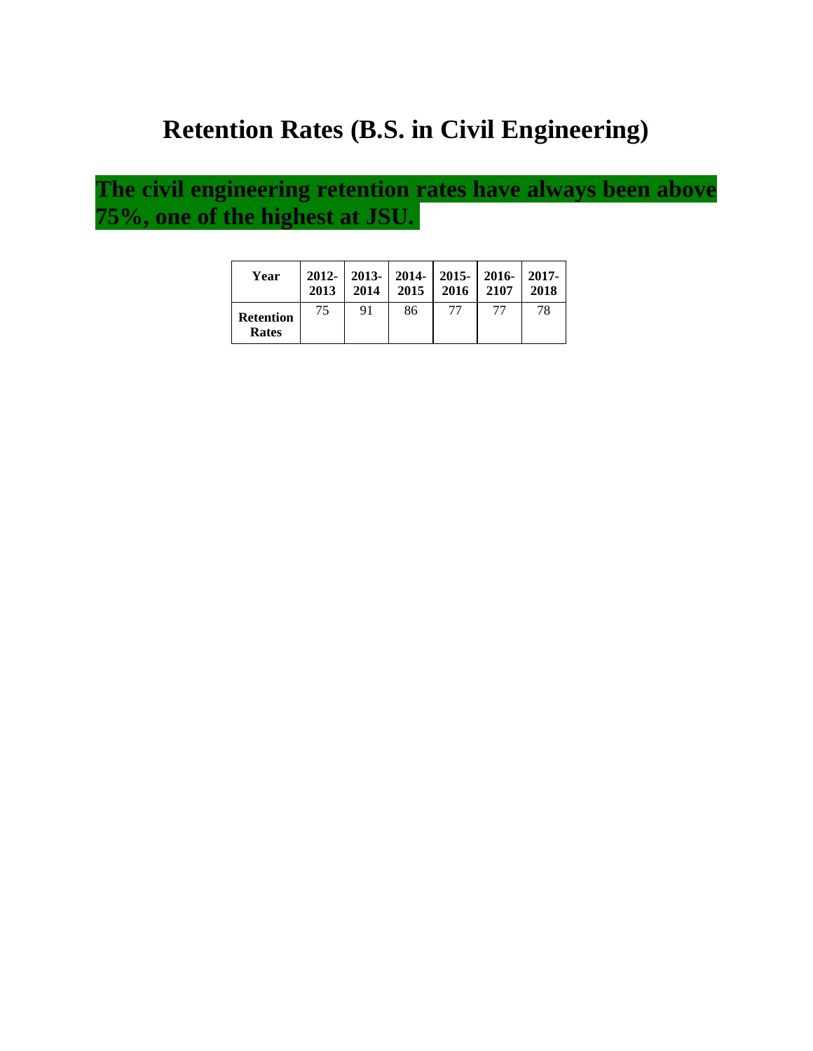# Retention Rates (B.S. in Civil Engineering)

**The civil engineering retention rates have always been above 75%, one of the highest at JSU.**

| Year | 2012-2013 | 2013-2014 | 2014-2015 | 2015-2016 | 2016-2107 | 2017-2018 |
|---|---|---|---|---|---|---|
| **Retention Rates** | 75 | 91 | 86 | 77 | 77 | 78 |